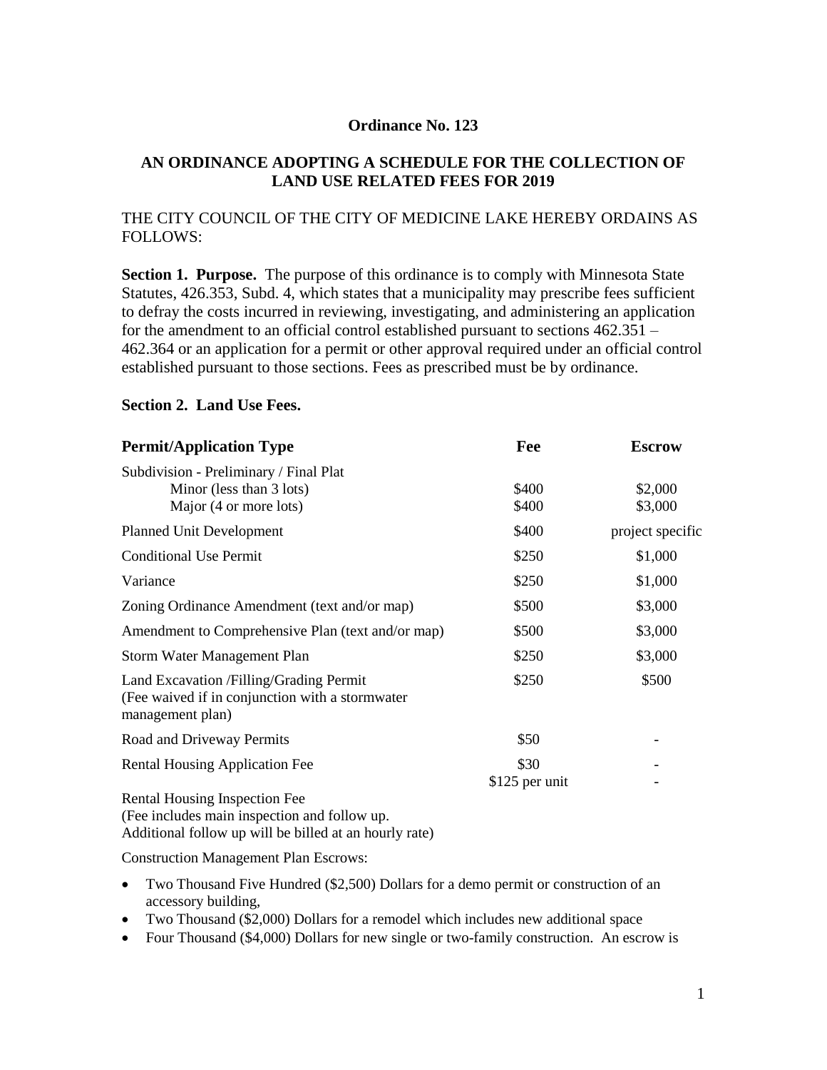**Ordinance No. 123**

**AN ORDINANCE ADOPTING A SCHEDULE FOR THE COLLECTION OF LAND USE RELATED FEES FOR 2019**

THE CITY COUNCIL OF THE CITY OF MEDICINE LAKE HEREBY ORDAINS AS FOLLOWS:

**Section 1. Purpose.** The purpose of this ordinance is to comply with Minnesota State Statutes, 426.353, Subd. 4, which states that a municipality may prescribe fees sufficient to defray the costs incurred in reviewing, investigating, and administering an application for the amendment to an official control established pursuant to sections 462.351 – 462.364 or an application for a permit or other approval required under an official control established pursuant to those sections. Fees as prescribed must be by ordinance.

**Section 2. Land Use Fees.**

| Permit/Application Type | Fee | Escrow |
|---|---|---|
| Subdivision - Preliminary / Final Plat | | |
| Minor (less than 3 lots) | $400 | $2,000 |
| Major (4 or more lots) | $400 | $3,000 |
| Planned Unit Development | $400 | project specific |
| Conditional Use Permit | $250 | $1,000 |
| Variance | $250 | $1,000 |
| Zoning Ordinance Amendment (text and/or map) | $500 | $3,000 |
| Amendment to Comprehensive Plan (text and/or map) | $500 | $3,000 |
| Storm Water Management Plan | $250 | $3,000 |
| Land Excavation /Filling/Grading Permit (Fee waived if in conjunction with a stormwater management plan) | $250 | $500 |
| Road and Driveway Permits | $50 | - |
| Rental Housing Application Fee | $30 | - |
| Rental Housing Inspection Fee (Fee includes main inspection and follow up. Additional follow up will be billed at an hourly rate) | $125 per unit | - |

Construction Management Plan Escrows:

- Two Thousand Five Hundred ($2,500) Dollars for a demo permit or construction of an accessory building,
- Two Thousand ($2,000) Dollars for a remodel which includes new additional space
- Four Thousand ($4,000) Dollars for new single or two-family construction. An escrow is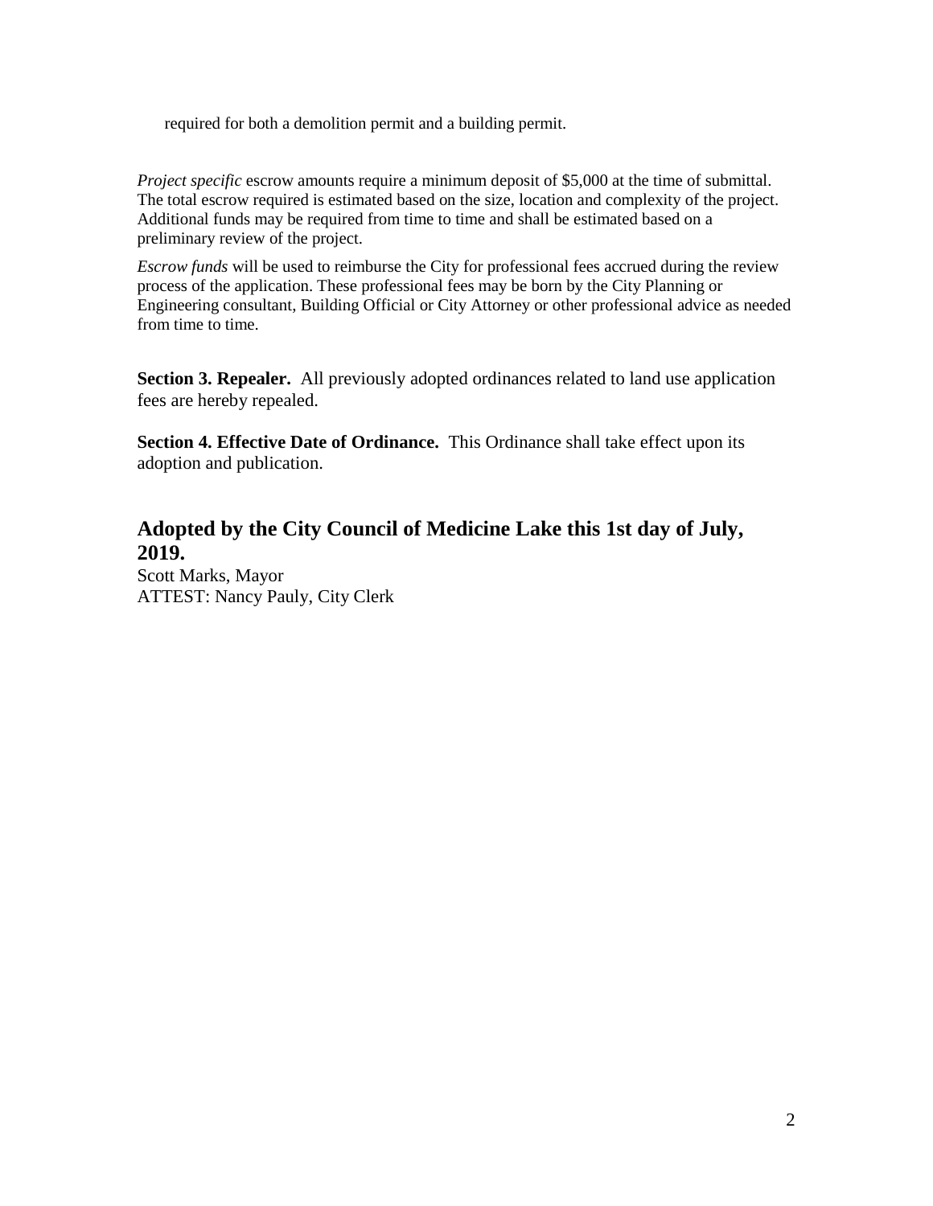required for both a demolition permit and a building permit.

*Project specific* escrow amounts require a minimum deposit of $5,000 at the time of submittal. The total escrow required is estimated based on the size, location and complexity of the project. Additional funds may be required from time to time and shall be estimated based on a preliminary review of the project.

*Escrow funds* will be used to reimburse the City for professional fees accrued during the review process of the application. These professional fees may be born by the City Planning or Engineering consultant, Building Official or City Attorney or other professional advice as needed from time to time.

**Section 3. Repealer.** All previously adopted ordinances related to land use application fees are hereby repealed.

**Section 4. Effective Date of Ordinance.** This Ordinance shall take effect upon its adoption and publication.

## Adopted by the City Council of Medicine Lake this 1st day of July, 2019.

Scott Marks, Mayor
ATTEST: Nancy Pauly, City Clerk